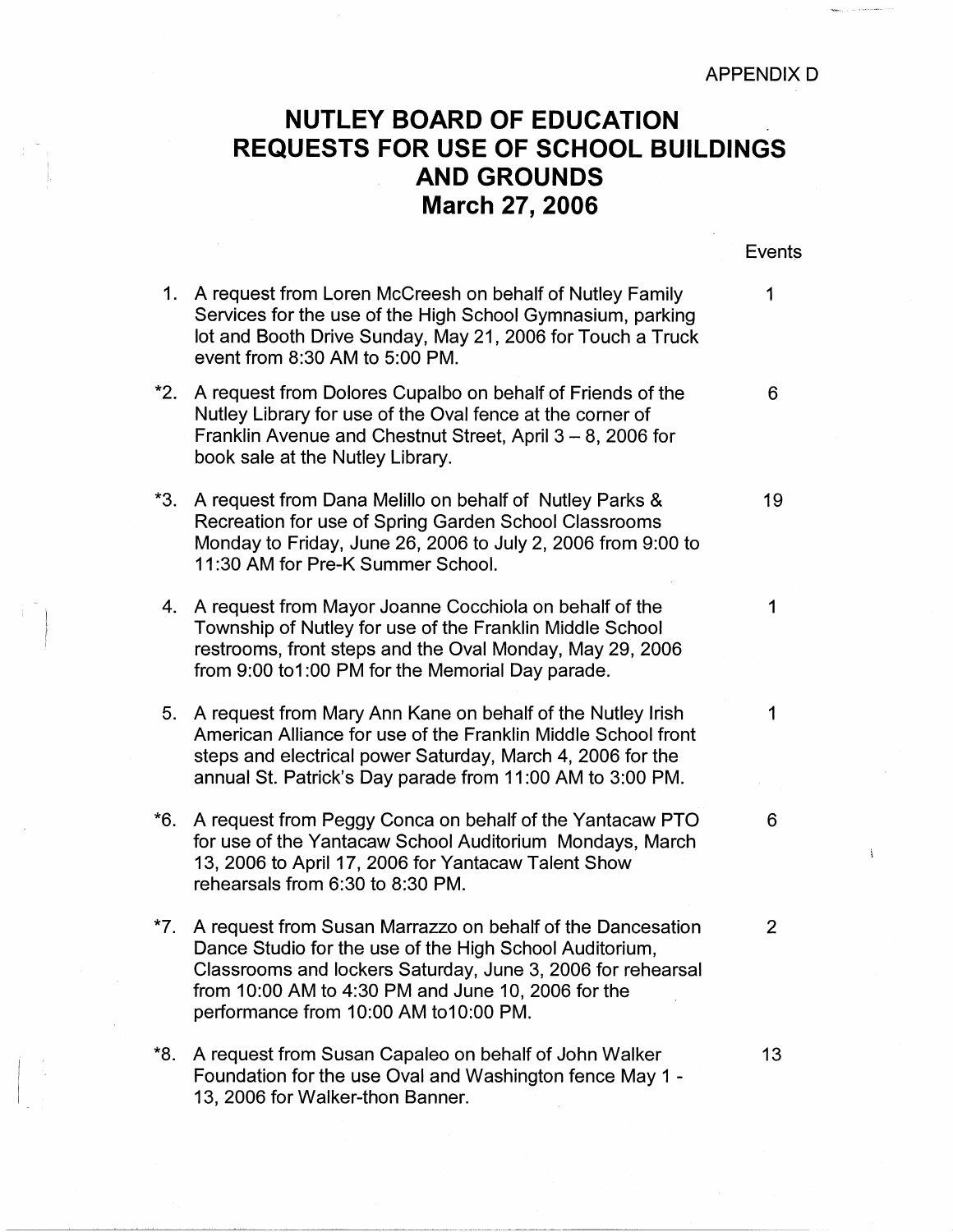APPENDIX D

# NUTLEY BOARD OF EDUCATION REQUESTS FOR USE OF SCHOOL BUILDINGS AND GROUNDS March 27, 2006

| | Request | Events |
|---|---|---|
| 1. | A request from Loren McCreesh on behalf of Nutley Family Services for the use of the High School Gymnasium, parking lot and Booth Drive Sunday, May 21, 2006 for Touch a Truck event from 8:30 AM to 5:00 PM. | 1 |
| *2. | A request from Dolores Cupalbo on behalf of Friends of the Nutley Library for use of the Oval fence at the corner of Franklin Avenue and Chestnut Street, April 3 – 8, 2006 for book sale at the Nutley Library. | 6 |
| *3. | A request from Dana Melillo on behalf of Nutley Parks & Recreation for use of Spring Garden School Classrooms Monday to Friday, June 26, 2006 to July 2, 2006 from 9:00 to 11:30 AM for Pre-K Summer School. | 19 |
| 4. | A request from Mayor Joanne Cocchiola on behalf of the Township of Nutley for use of the Franklin Middle School restrooms, front steps and the Oval Monday, May 29, 2006 from 9:00 to1:00 PM for the Memorial Day parade. | 1 |
| 5. | A request from Mary Ann Kane on behalf of the Nutley Irish American Alliance for use of the Franklin Middle School front steps and electrical power Saturday, March 4, 2006 for the annual St. Patrick's Day parade from 11:00 AM to 3:00 PM. | 1 |
| *6. | A request from Peggy Conca on behalf of the Yantacaw PTO for use of the Yantacaw School Auditorium Mondays, March 13, 2006 to April 17, 2006 for Yantacaw Talent Show rehearsals from 6:30 to 8:30 PM. | 6 |
| *7. | A request from Susan Marrazzo on behalf of the Dancesation Dance Studio for the use of the High School Auditorium, Classrooms and lockers Saturday, June 3, 2006 for rehearsal from 10:00 AM to 4:30 PM and June 10, 2006 for the performance from 10:00 AM to10:00 PM. | 2 |
| *8. | A request from Susan Capaleo on behalf of John Walker Foundation for the use Oval and Washington fence May 1 - 13, 2006 for Walker-thon Banner. | 13 |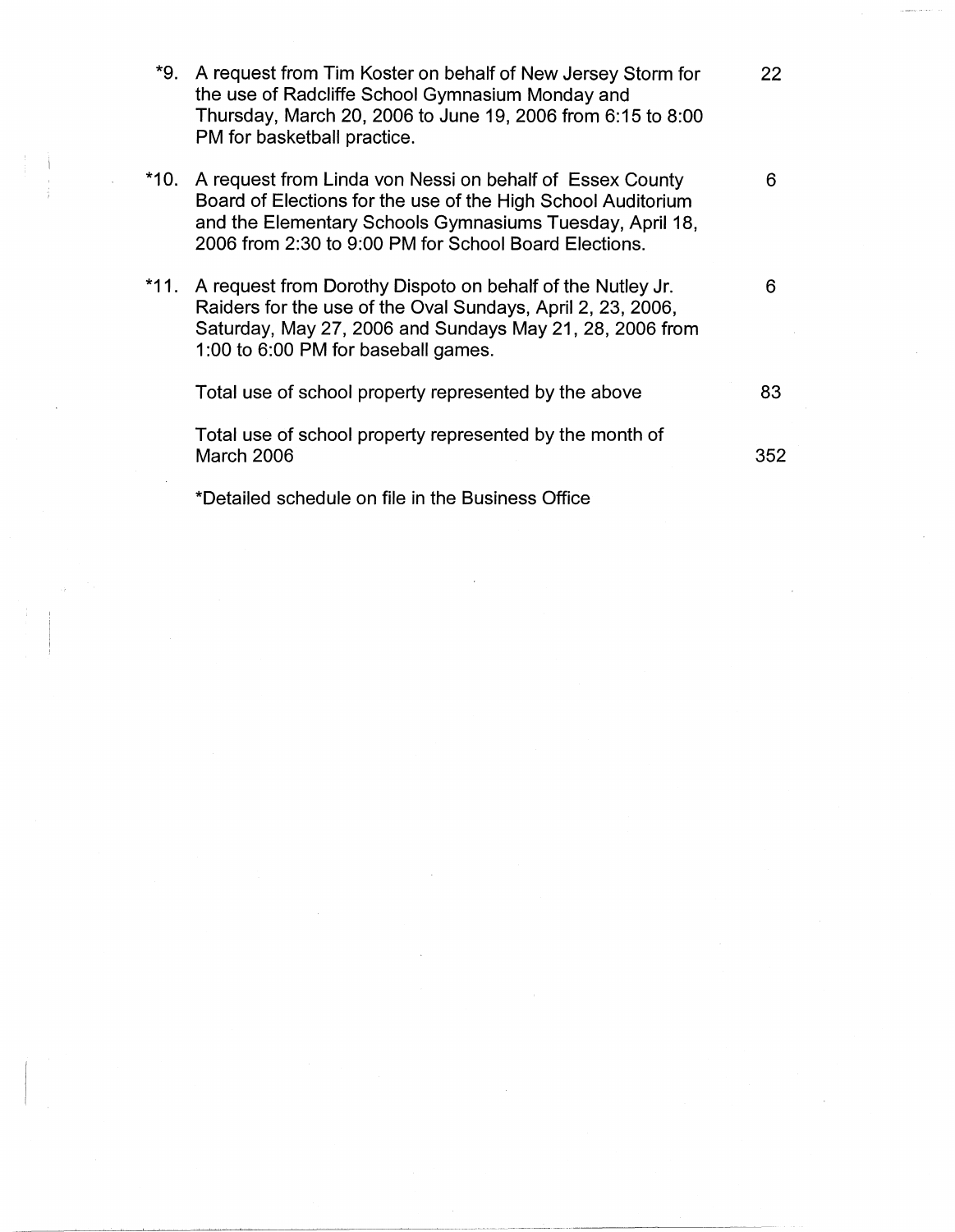| | | |
|---|---|---|
| *9. | A request from Tim Koster on behalf of New Jersey Storm for the use of Radcliffe School Gymnasium Monday and Thursday, March 20, 2006 to June 19, 2006 from 6:15 to 8:00 PM for basketball practice. | 22 |
| *10. | A request from Linda von Nessi on behalf of Essex County Board of Elections for the use of the High School Auditorium and the Elementary Schools Gymnasiums Tuesday, April 18, 2006 from 2:30 to 9:00 PM for School Board Elections. | 6 |
| *11. | A request from Dorothy Dispoto on behalf of the Nutley Jr. Raiders for the use of the Oval Sundays, April 2, 23, 2006, Saturday, May 27, 2006 and Sundays May 21, 28, 2006 from 1:00 to 6:00 PM for baseball games. | 6 |
| | Total use of school property represented by the above | 83 |
| | Total use of school property represented by the month of March 2006 | 352 |

*Detailed schedule on file in the Business Office